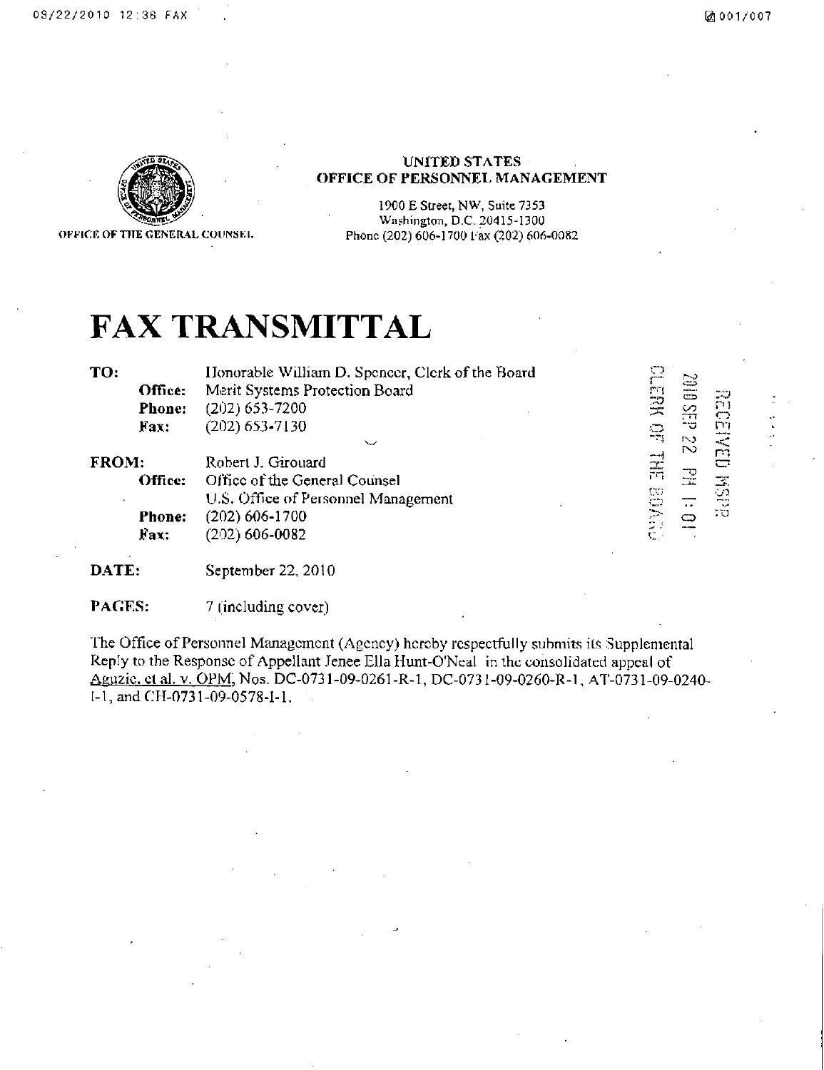UNITED STATES
OFFICE OF PERSONNEL MANAGEMENT

1900 E Street, NW, Suite 7353
Washington, D.C. 20415-1300
Phone (202) 606-1700 Fax (202) 606-0082

OFFICE OF THE GENERAL COUNSEL

# FAX TRANSMITTAL

RECEIVED MSPB
2010 SEP 22 PM 1:01
CLERK OF THE BOARD

**TO:** Honorable William D. Spencer, Clerk of the Board
**Office:** Merit Systems Protection Board
**Phone:** (202) 653-7200
**Fax:** (202) 653-7130

**FROM:** Robert J. Girouard
**Office:** Office of the General Counsel
U.S. Office of Personnel Management
**Phone:** (202) 606-1700
**Fax:** (202) 606-0082

**DATE:** September 22, 2010

**PAGES:** 7 (including cover)

The Office of Personnel Management (Agency) hereby respectfully submits its Supplemental Reply to the Response of Appellant Jenee Ella Hunt-O'Neal in the consolidated appeal of Aguzie, et al. v. OPM, Nos. DC-0731-09-0261-R-1, DC-0731-09-0260-R-1, AT-0731-09-0240-I-1, and CH-0731-09-0578-I-1.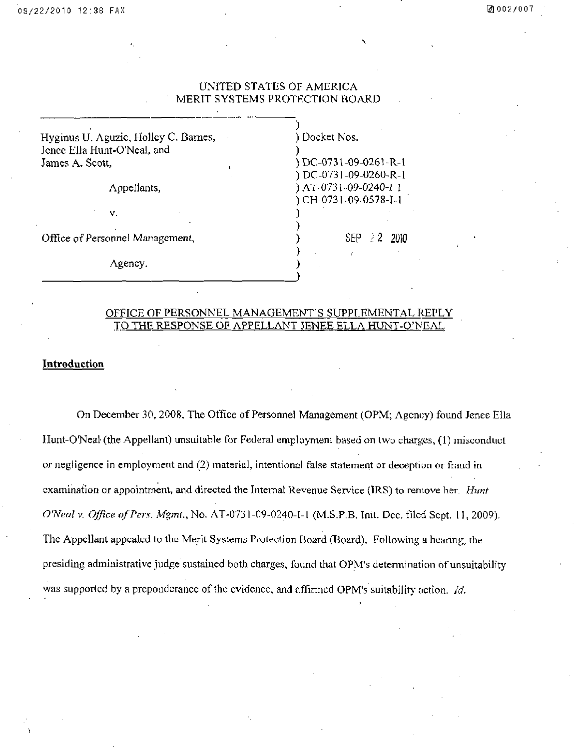UNITED STATES OF AMERICA
MERIT SYSTEMS PROTECTION BOARD

| | |
|---|---|
| Hyginus U. Aguzie, Holley C. Barnes, Jenee Ella Hunt-O'Neal, and James A. Scott, | Docket Nos. |
| | DC-0731-09-0261-R-1 |
| Appellants, | DC-0731-09-0260-R-1 |
| | AT-0731-09-0240-I-1 |
| v. | CH-0731-09-0578-I-1 |
| Office of Personnel Management, | SEP 22 2010 |
| Agency. | |

## OFFICE OF PERSONNEL MANAGEMENT'S SUPPLEMENTAL REPLY TO THE RESPONSE OF APPELLANT JENEE ELLA HUNT-O'NEAL

### Introduction

On December 30, 2008, The Office of Personnel Management (OPM; Agency) found Jenee Ella Hunt-O'Neal (the Appellant) unsuitable for Federal employment based on two charges, (1) misconduct or negligence in employment and (2) material, intentional false statement or deception or fraud in examination or appointment, and directed the Internal Revenue Service (IRS) to remove her. *Hunt O'Neal v. Office of Pers. Mgmt.*, No. AT-0731-09-0240-I-1 (M.S.P.B. Init. Dec. filed Sept. 11, 2009). The Appellant appealed to the Merit Systems Protection Board (Board). Following a hearing, the presiding administrative judge sustained both charges, found that OPM's determination of unsuitability was supported by a preponderance of the evidence, and affirmed OPM's suitability action. *Id.*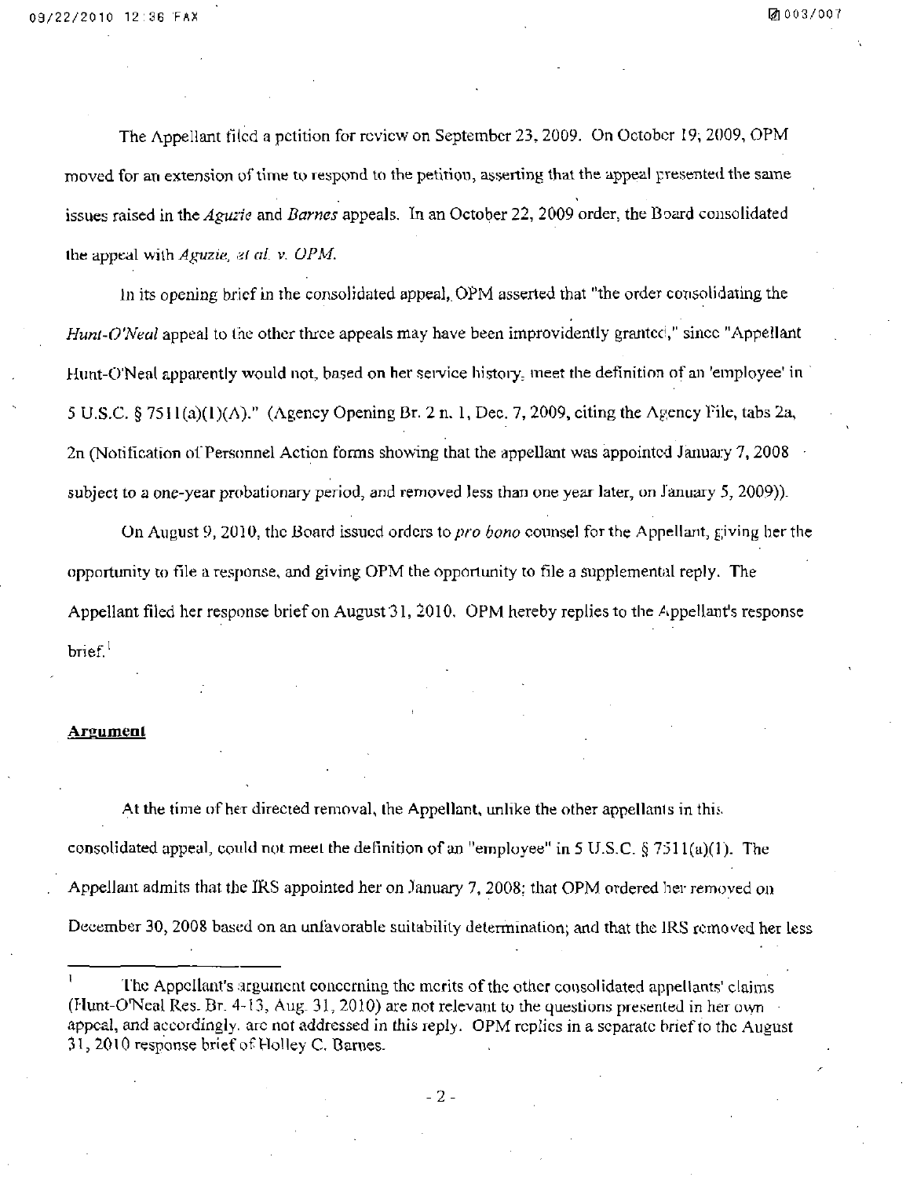The Appellant filed a petition for review on September 23, 2009. On October 19, 2009, OPM moved for an extension of time to respond to the petition, asserting that the appeal presented the same issues raised in the *Aguzie* and *Barnes* appeals. In an October 22, 2009 order, the Board consolidated the appeal with *Aguzie, et al. v. OPM.*

In its opening brief in the consolidated appeal, OPM asserted that "the order consolidating the *Hunt-O'Neal* appeal to the other three appeals may have been improvidently granted," since "Appellant Hunt-O'Neal apparently would not, based on her service history, meet the definition of an 'employee' in 5 U.S.C. § 7511(a)(1)(A)." (Agency Opening Br. 2 n. 1, Dec. 7, 2009, citing the Agency File, tabs 2a, 2n (Notification of Personnel Action forms showing that the appellant was appointed January 7, 2008 subject to a one-year probationary period, and removed less than one year later, on January 5, 2009)).

On August 9, 2010, the Board issued orders to *pro bono* counsel for the Appellant, giving her the opportunity to file a response, and giving OPM the opportunity to file a supplemental reply. The Appellant filed her response brief on August 31, 2010. OPM hereby replies to the Appellant's response brief.[1]

**Argument**

At the time of her directed removal, the Appellant, unlike the other appellants in this consolidated appeal, could not meet the definition of an "employee" in 5 U.S.C. § 7511(a)(1). The Appellant admits that the IRS appointed her on January 7, 2008; that OPM ordered her removed on December 30, 2008 based on an unfavorable suitability determination; and that the IRS removed her less

[1] The Appellant's argument concerning the merits of the other consolidated appellants' claims (Hunt-O'Neal Res. Br. 4-13, Aug. 31, 2010) are not relevant to the questions presented in her own appeal, and accordingly, are not addressed in this reply. OPM replies in a separate brief to the August 31, 2010 response brief of Holley C. Barnes.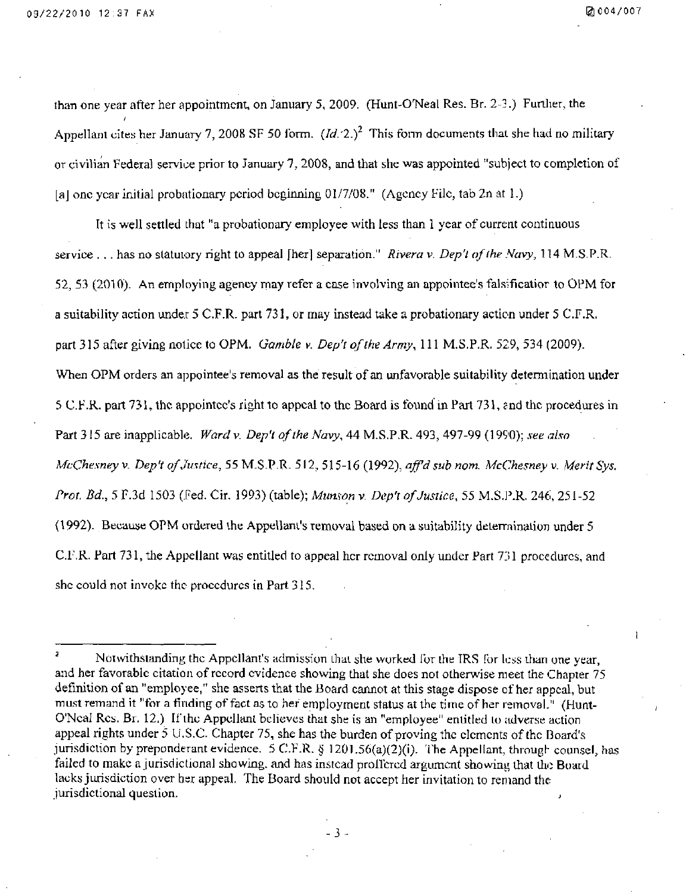than one year after her appointment, on January 5, 2009. (Hunt-O'Neal Res. Br. 2-3.) Further, the Appellant cites her January 7, 2008 SF 50 form. (*Id.* 2.)[2] This form documents that she had no military or civilian Federal service prior to January 7, 2008, and that she was appointed "subject to completion of [a] one year initial probationary period beginning 01/7/08." (Agency File, tab 2n at 1.)

It is well settled that "a probationary employee with less than 1 year of current continuous service . . . has no statutory right to appeal [her] separation." *Rivera v. Dep't of the Navy*, 114 M.S.P.R. 52, 53 (2010). An employing agency may refer a case involving an appointee's falsification to OPM for a suitability action under 5 C.F.R. part 731, or may instead take a probationary action under 5 C.F.R. part 315 after giving notice to OPM. *Gamble v. Dep't of the Army*, 111 M.S.P.R. 529, 534 (2009). When OPM orders an appointee's removal as the result of an unfavorable suitability determination under 5 C.F.R. part 731, the appointee's right to appeal to the Board is found in Part 731, and the procedures in Part 315 are inapplicable. *Ward v. Dep't of the Navy*, 44 M.S.P.R. 493, 497-99 (1990); *see also McChesney v. Dep't of Justice*, 55 M.S.P.R. 512, 515-16 (1992), *aff'd sub nom. McChesney v. Merit Sys. Prot. Bd.*, 5 F.3d 1503 (Fed. Cir. 1993) (table); *Munson v. Dep't of Justice*, 55 M.S.P.R. 246, 251-52 (1992). Because OPM ordered the Appellant's removal based on a suitability determination under 5 C.F.R. Part 731, the Appellant was entitled to appeal her removal only under Part 731 procedures, and she could not invoke the procedures in Part 315.

---

[2] Notwithstanding the Appellant's admission that she worked for the IRS for less than one year, and her favorable citation of record evidence showing that she does not otherwise meet the Chapter 75 definition of an "employee," she asserts that the Board cannot at this stage dispose of her appeal, but must remand it "for a finding of fact as to her employment status at the time of her removal." (Hunt-O'Neal Res. Br. 12.) If the Appellant believes that she is an "employee" entitled to adverse action appeal rights under 5 U.S.C. Chapter 75, she has the burden of proving the elements of the Board's jurisdiction by preponderant evidence. 5 C.F.R. § 1201.56(a)(2)(i). The Appellant, through counsel, has failed to make a jurisdictional showing, and has instead proffered argument showing that the Board lacks jurisdiction over her appeal. The Board should not accept her invitation to remand the jurisdictional question.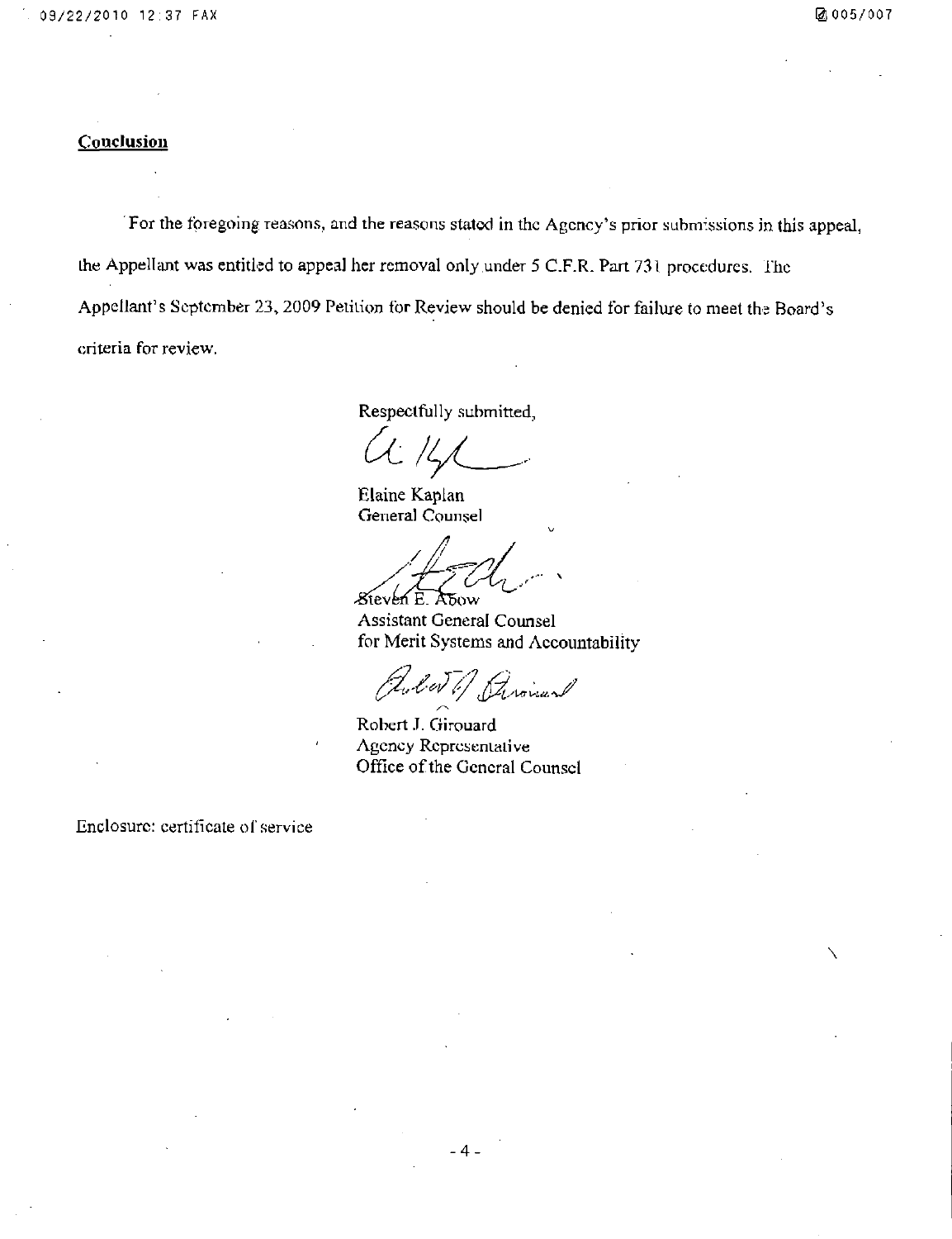**Conclusion**

For the foregoing reasons, and the reasons stated in the Agency's prior submissions in this appeal, the Appellant was entitled to appeal her removal only under 5 C.F.R. Part 731 procedures. The Appellant's September 23, 2009 Petition for Review should be denied for failure to meet the Board's criteria for review.

Respectfully submitted,

Elaine Kaplan
General Counsel

Steven E. Abow
Assistant General Counsel
for Merit Systems and Accountability

Robert J. Girouard
Agency Representative
Office of the General Counsel

Enclosure: certificate of service